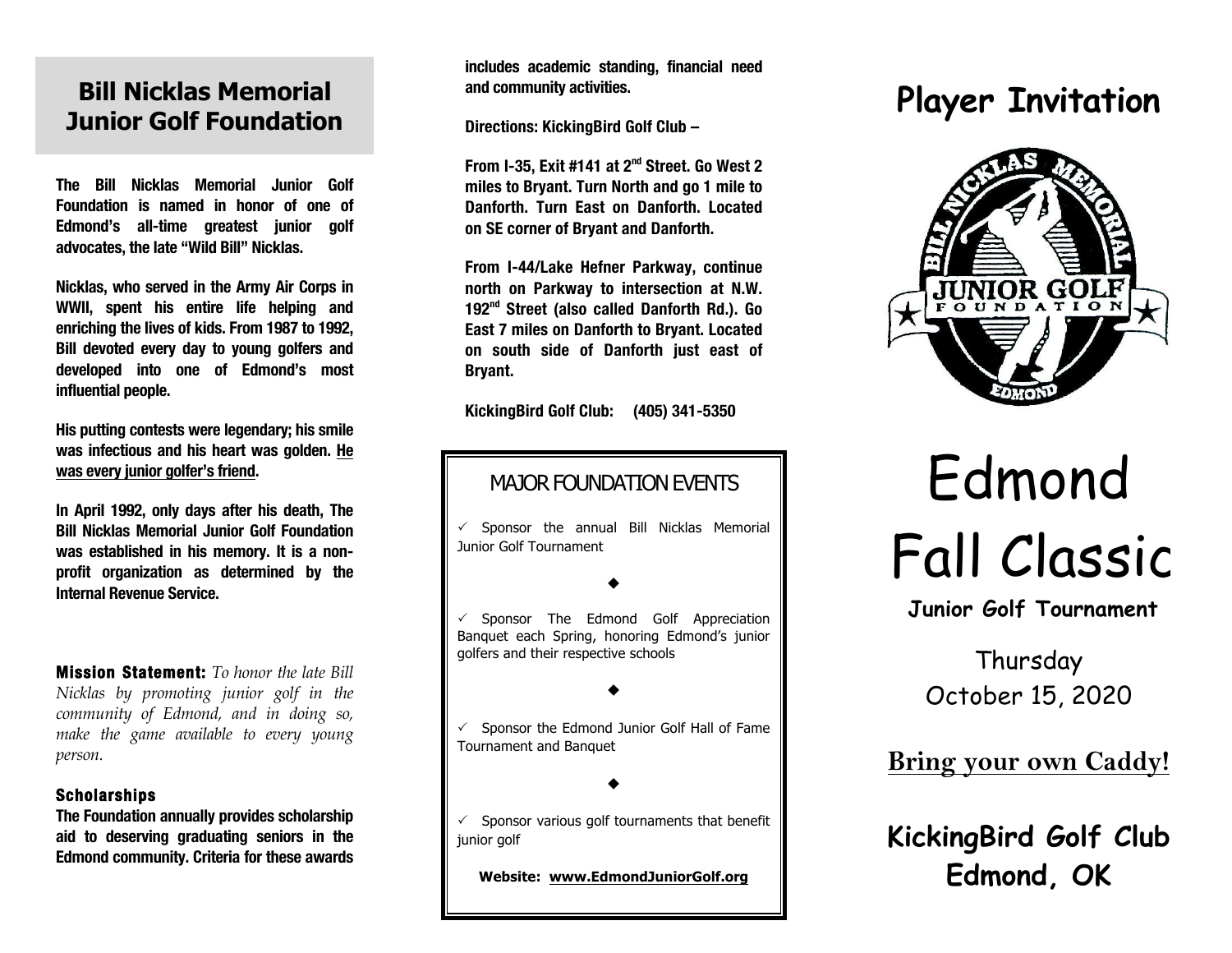## Bill Nicklas Memorial Junior Golf Foundation

**The Bill Nicklas Memorial Junior Golf Foundation is named in honor of one of Edmond's all-time greatest junior golf advocates, the late "Wild Bill" Nicklas.**

**Nicklas, who served in the Army Air Corps in WWII, spent his entire life helping and enriching the lives of kids. From 1987 to 1992, Bill devoted every day to young golfers and developed into one of Edmond's most influential people.**

**His putting contests were legendary; his smile was infectious and his heart was golden. <u>He was every junior golfer's friend</u>.**

**In April 1992, only days after his death, The Bill Nicklas Memorial Junior Golf Foundation was established in his memory. It is a non-profit organization as determined by the Internal Revenue Service.**

**Mission Statement:** *To honor the late Bill Nicklas by promoting junior golf in the community of Edmond, and in doing so, make the game available to every young person.*

**Scholarships**

**The Foundation annually provides scholarship aid to deserving graduating seniors in the Edmond community. Criteria for these awards includes academic standing, financial need and community activities.**

**Directions: KickingBird Golf Club –**

**From I-35, Exit #141 at 2nd Street. Go West 2 miles to Bryant. Turn North and go 1 mile to Danforth. Turn East on Danforth. Located on SE corner of Bryant and Danforth.**

**From I-44/Lake Hefner Parkway, continue north on Parkway to intersection at N.W. 192nd Street (also called Danforth Rd.). Go East 7 miles on Danforth to Bryant. Located on south side of Danforth just east of Bryant.**

**KickingBird Golf Club: (405) 341-5350**

### MAJOR FOUNDATION EVENTS

✓ Sponsor the annual Bill Nicklas Memorial Junior Golf Tournament

◆

✓ Sponsor The Edmond Golf Appreciation Banquet each Spring, honoring Edmond's junior golfers and their respective schools

◆

✓ Sponsor the Edmond Junior Golf Hall of Fame Tournament and Banquet

◆

✓ Sponsor various golf tournaments that benefit junior golf

**Website: <u>www.EdmondJuniorGolf.org</u>**

# Player Invitation

# Edmond Fall Classic

**Junior Golf Tournament**

Thursday
October 15, 2020

**<u>Bring your own Caddy!</u>**

**KickingBird Golf Club**
**Edmond, OK**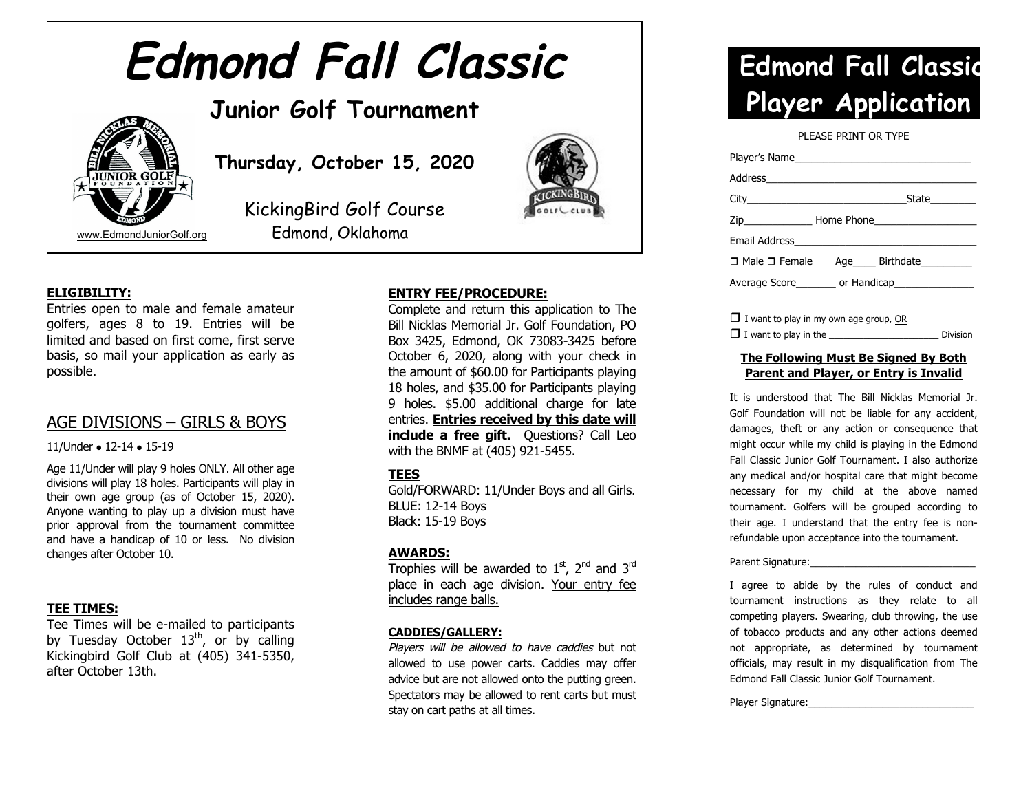# Edmond Fall Classic

## Junior Golf Tournament

**Thursday, October 15, 2020**

KickingBird Golf Course
Edmond, Oklahoma

www.EdmondJuniorGolf.org

### ELIGIBILITY:

Entries open to male and female amateur golfers, ages 8 to 19. Entries will be limited and based on first come, first serve basis, so mail your application as early as possible.

## AGE DIVISIONS – GIRLS & BOYS

11/Under • 12-14 • 15-19

Age 11/Under will play 9 holes ONLY. All other age divisions will play 18 holes. Participants will play in their own age group (as of October 15, 2020). Anyone wanting to play up a division must have prior approval from the tournament committee and have a handicap of 10 or less. No division changes after October 10.

### TEE TIMES:

Tee Times will be e-mailed to participants by Tuesday October 13th, or by calling Kickingbird Golf Club at (405) 341-5350, after October 13th.

### ENTRY FEE/PROCEDURE:

Complete and return this application to The Bill Nicklas Memorial Jr. Golf Foundation, PO Box 3425, Edmond, OK 73083-3425 before October 6, 2020, along with your check in the amount of $60.00 for Participants playing 18 holes, and $35.00 for Participants playing 9 holes. $5.00 additional charge for late entries. **Entries received by this date will include a free gift.** Questions? Call Leo with the BNMF at (405) 921-5455.

### TEES

Gold/FORWARD: 11/Under Boys and all Girls.
BLUE: 12-14 Boys
Black: 15-19 Boys

### AWARDS:

Trophies will be awarded to 1st, 2nd and 3rd place in each age division. Your entry fee includes range balls.

### CADDIES/GALLERY:

*Players will be allowed to have caddies* but not allowed to use power carts. Caddies may offer advice but are not allowed onto the putting green. Spectators may be allowed to rent carts but must stay on cart paths at all times.

# Edmond Fall Classic Player Application

PLEASE PRINT OR TYPE

Player's Name________________________________

Address______________________________________

City____________________________State________

Zip____________ Home Phone__________________

Email Address________________________________

❒ Male ❒ Female  Age____ Birthdate_________

Average Score_______ or Handicap______________

❒ I want to play in my own age group, OR
❒ I want to play in the _____________________ Division

**The Following Must Be Signed By Both Parent and Player, or Entry is Invalid**

It is understood that The Bill Nicklas Memorial Jr. Golf Foundation will not be liable for any accident, damages, theft or any action or consequence that might occur while my child is playing in the Edmond Fall Classic Junior Golf Tournament. I also authorize any medical and/or hospital care that might become necessary for my child at the above named tournament. Golfers will be grouped according to their age. I understand that the entry fee is non-refundable upon acceptance into the tournament.

Parent Signature:_____________________________

I agree to abide by the rules of conduct and tournament instructions as they relate to all competing players. Swearing, club throwing, the use of tobacco products and any other actions deemed not appropriate, as determined by tournament officials, may result in my disqualification from The Edmond Fall Classic Junior Golf Tournament.

Player Signature:_____________________________